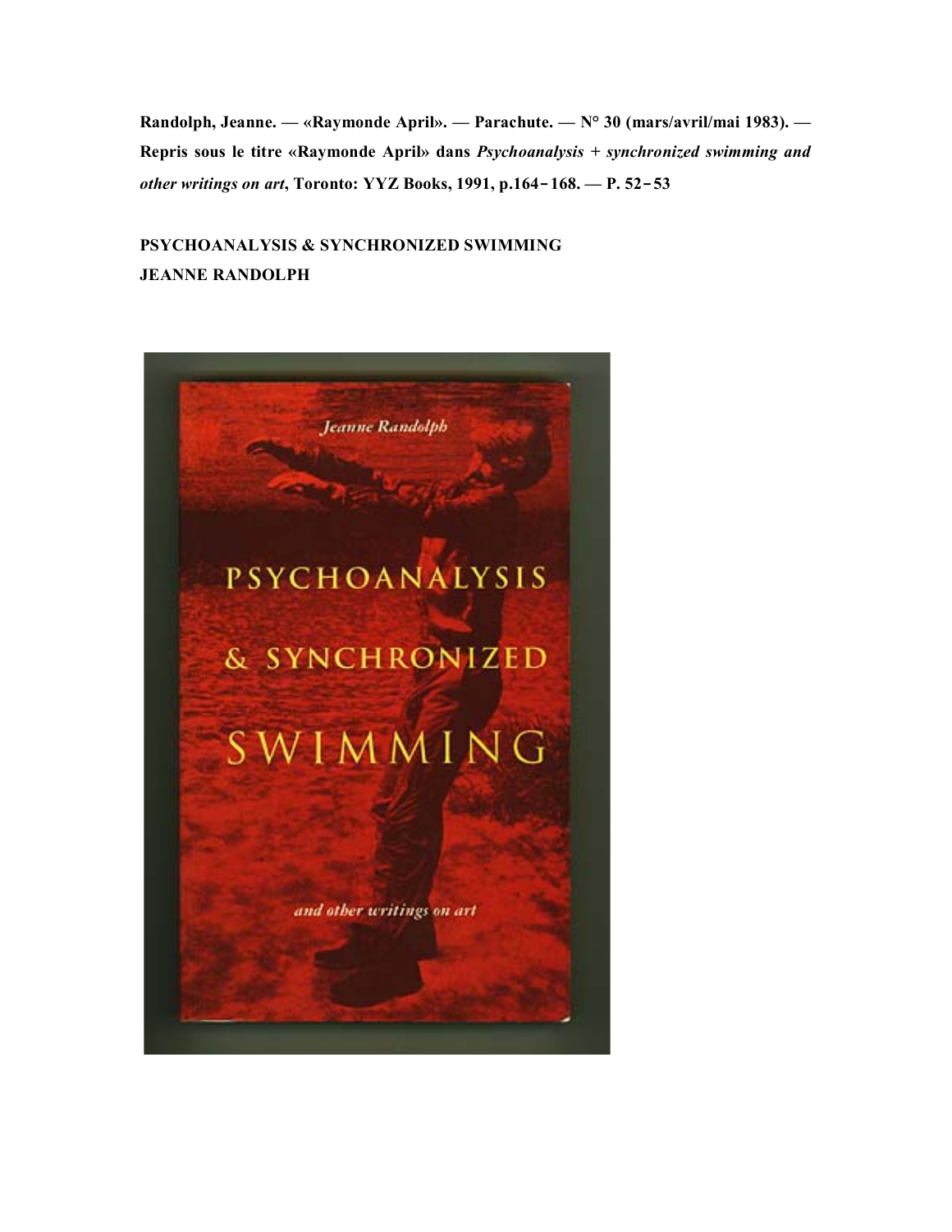**Randolph, Jeanne. — «Raymonde April». — Parachute. — N° 30 (mars/avril/mai 1983). — Repris sous le titre «Raymonde April» dans *Psychoanalysis + synchronized swimming and other writings on art*, Toronto: YYZ Books, 1991, p.164‑168. — P. 52‑53**

**PSYCHOANALYSIS & SYNCHRONIZED SWIMMING**
**JEANNE RANDOLPH**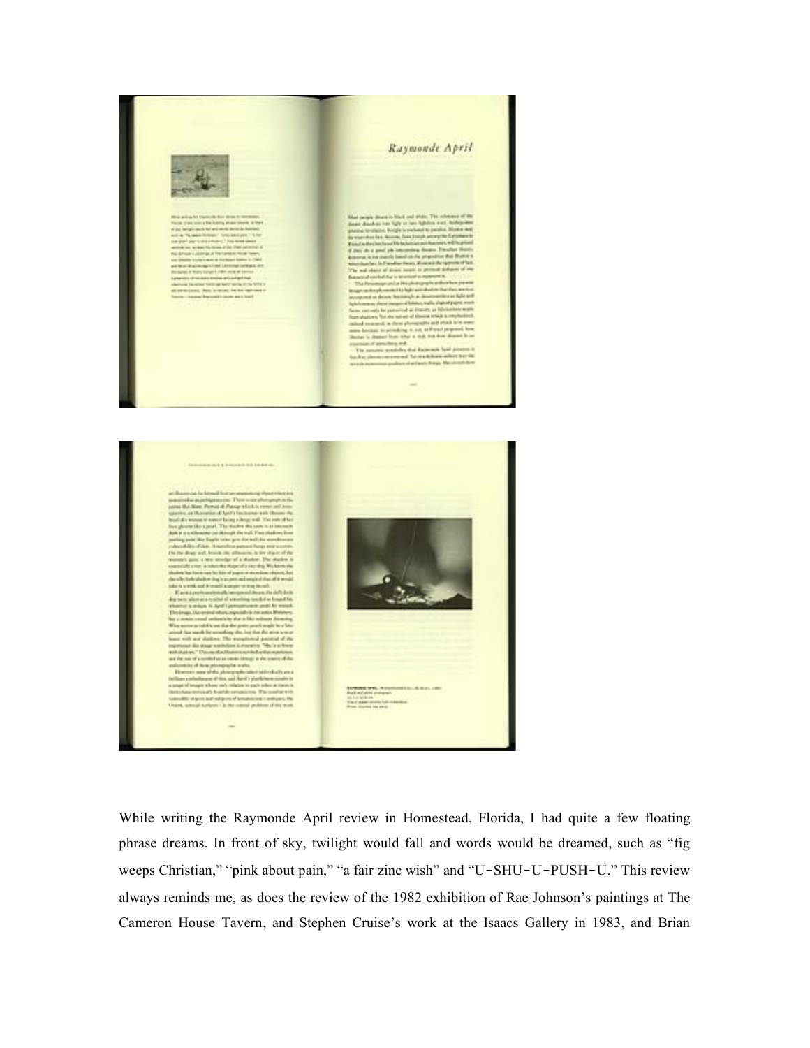While writing the Raymonde April review in Homestead, Florida, I had quite a few floating phrase dreams. In front of sky, twilight would fall and words would be dreamed, such as "fig weeps Christian," "pink about pain," "a fair zinc wish" and "U-SHU-U-PUSH-U." This review always reminds me, as does the review of the 1982 exhibition of Rae Johnson's paintings at The Cameron House Tavern, and Stephen Cruise's work at the Isaacs Gallery in 1983, and Brian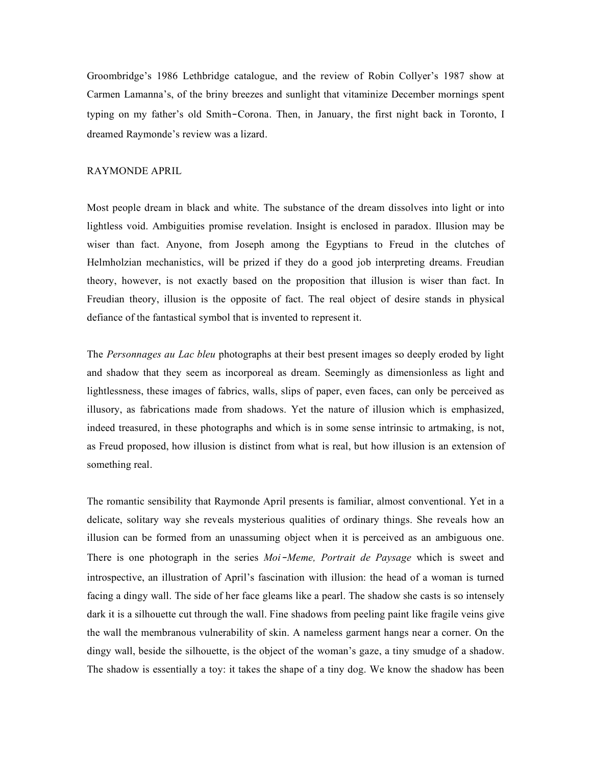Groombridge's 1986 Lethbridge catalogue, and the review of Robin Collyer's 1987 show at Carmen Lamanna's, of the briny breezes and sunlight that vitaminize December mornings spent typing on my father's old Smith-Corona. Then, in January, the first night back in Toronto, I dreamed Raymonde's review was a lizard.

## RAYMONDE APRIL

Most people dream in black and white. The substance of the dream dissolves into light or into lightless void. Ambiguities promise revelation. Insight is enclosed in paradox. Illusion may be wiser than fact. Anyone, from Joseph among the Egyptians to Freud in the clutches of Helmholzian mechanistics, will be prized if they do a good job interpreting dreams. Freudian theory, however, is not exactly based on the proposition that illusion is wiser than fact. In Freudian theory, illusion is the opposite of fact. The real object of desire stands in physical defiance of the fantastical symbol that is invented to represent it.

The *Personnages au Lac bleu* photographs at their best present images so deeply eroded by light and shadow that they seem as incorporeal as dream. Seemingly as dimensionless as light and lightlessness, these images of fabrics, walls, slips of paper, even faces, can only be perceived as illusory, as fabrications made from shadows. Yet the nature of illusion which is emphasized, indeed treasured, in these photographs and which is in some sense intrinsic to artmaking, is not, as Freud proposed, how illusion is distinct from what is real, but how illusion is an extension of something real.

The romantic sensibility that Raymonde April presents is familiar, almost conventional. Yet in a delicate, solitary way she reveals mysterious qualities of ordinary things. She reveals how an illusion can be formed from an unassuming object when it is perceived as an ambiguous one. There is one photograph in the series *Moi-Meme, Portrait de Paysage* which is sweet and introspective, an illustration of April's fascination with illusion: the head of a woman is turned facing a dingy wall. The side of her face gleams like a pearl. The shadow she casts is so intensely dark it is a silhouette cut through the wall. Fine shadows from peeling paint like fragile veins give the wall the membranous vulnerability of skin. A nameless garment hangs near a corner. On the dingy wall, beside the silhouette, is the object of the woman's gaze, a tiny smudge of a shadow. The shadow is essentially a toy: it takes the shape of a tiny dog. We know the shadow has been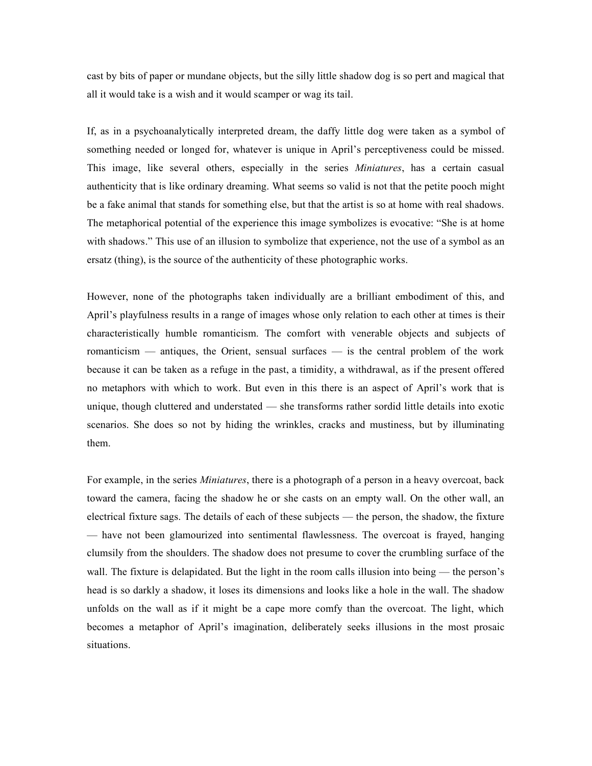cast by bits of paper or mundane objects, but the silly little shadow dog is so pert and magical that all it would take is a wish and it would scamper or wag its tail.

If, as in a psychoanalytically interpreted dream, the daffy little dog were taken as a symbol of something needed or longed for, whatever is unique in April's perceptiveness could be missed. This image, like several others, especially in the series *Miniatures*, has a certain casual authenticity that is like ordinary dreaming. What seems so valid is not that the petite pooch might be a fake animal that stands for something else, but that the artist is so at home with real shadows. The metaphorical potential of the experience this image symbolizes is evocative: "She is at home with shadows." This use of an illusion to symbolize that experience, not the use of a symbol as an ersatz (thing), is the source of the authenticity of these photographic works.

However, none of the photographs taken individually are a brilliant embodiment of this, and April's playfulness results in a range of images whose only relation to each other at times is their characteristically humble romanticism. The comfort with venerable objects and subjects of romanticism — antiques, the Orient, sensual surfaces — is the central problem of the work because it can be taken as a refuge in the past, a timidity, a withdrawal, as if the present offered no metaphors with which to work. But even in this there is an aspect of April's work that is unique, though cluttered and understated — she transforms rather sordid little details into exotic scenarios. She does so not by hiding the wrinkles, cracks and mustiness, but by illuminating them.

For example, in the series *Miniatures*, there is a photograph of a person in a heavy overcoat, back toward the camera, facing the shadow he or she casts on an empty wall. On the other wall, an electrical fixture sags. The details of each of these subjects — the person, the shadow, the fixture — have not been glamourized into sentimental flawlessness. The overcoat is frayed, hanging clumsily from the shoulders. The shadow does not presume to cover the crumbling surface of the wall. The fixture is delapidated. But the light in the room calls illusion into being — the person's head is so darkly a shadow, it loses its dimensions and looks like a hole in the wall. The shadow unfolds on the wall as if it might be a cape more comfy than the overcoat. The light, which becomes a metaphor of April's imagination, deliberately seeks illusions in the most prosaic situations.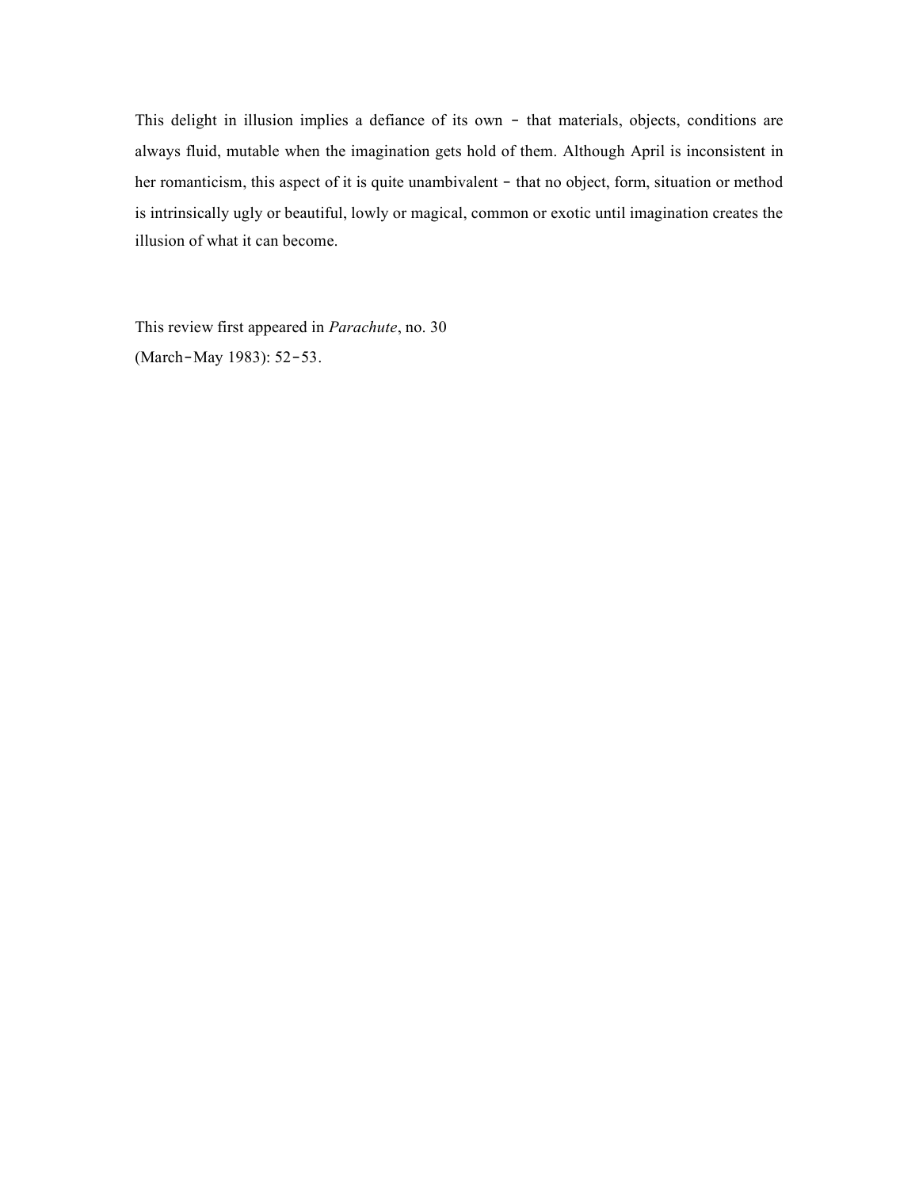This delight in illusion implies a defiance of its own – that materials, objects, conditions are always fluid, mutable when the imagination gets hold of them. Although April is inconsistent in her romanticism, this aspect of it is quite unambivalent – that no object, form, situation or method is intrinsically ugly or beautiful, lowly or magical, common or exotic until imagination creates the illusion of what it can become.

This review first appeared in *Parachute*, no. 30
(March–May 1983): 52–53.